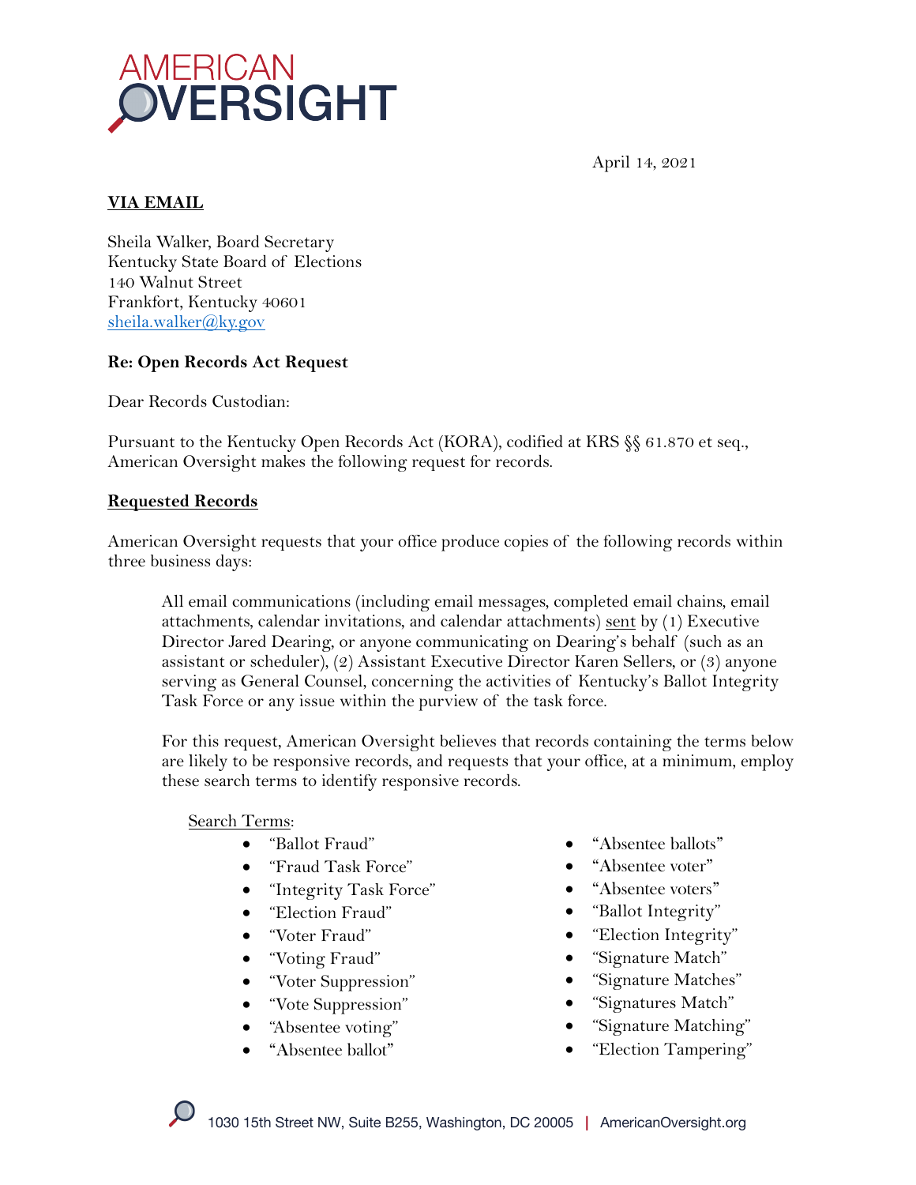AMERICAN OVERSIGHT

April 14, 2021

**VIA EMAIL**

Sheila Walker, Board Secretary
Kentucky State Board of Elections
140 Walnut Street
Frankfort, Kentucky 40601
sheila.walker@ky.gov

**Re: Open Records Act Request**

Dear Records Custodian:

Pursuant to the Kentucky Open Records Act (KORA), codified at KRS §§ 61.870 et seq., American Oversight makes the following request for records.

**Requested Records**

American Oversight requests that your office produce copies of the following records within three business days:

> All email communications (including email messages, completed email chains, email attachments, calendar invitations, and calendar attachments) sent by (1) Executive Director Jared Dearing, or anyone communicating on Dearing's behalf (such as an assistant or scheduler), (2) Assistant Executive Director Karen Sellers, or (3) anyone serving as General Counsel, concerning the activities of Kentucky's Ballot Integrity Task Force or any issue within the purview of the task force.
>
> For this request, American Oversight believes that records containing the terms below are likely to be responsive records, and requests that your office, at a minimum, employ these search terms to identify responsive records.
>
> Search Terms:
>
> - "Ballot Fraud"
> - "Fraud Task Force"
> - "Integrity Task Force"
> - "Election Fraud"
> - "Voter Fraud"
> - "Voting Fraud"
> - "Voter Suppression"
> - "Vote Suppression"
> - "Absentee voting"
> - "Absentee ballot"
> - "Absentee ballots"
> - "Absentee voter"
> - "Absentee voters"
> - "Ballot Integrity"
> - "Election Integrity"
> - "Signature Match"
> - "Signature Matches"
> - "Signatures Match"
> - "Signature Matching"
> - "Election Tampering"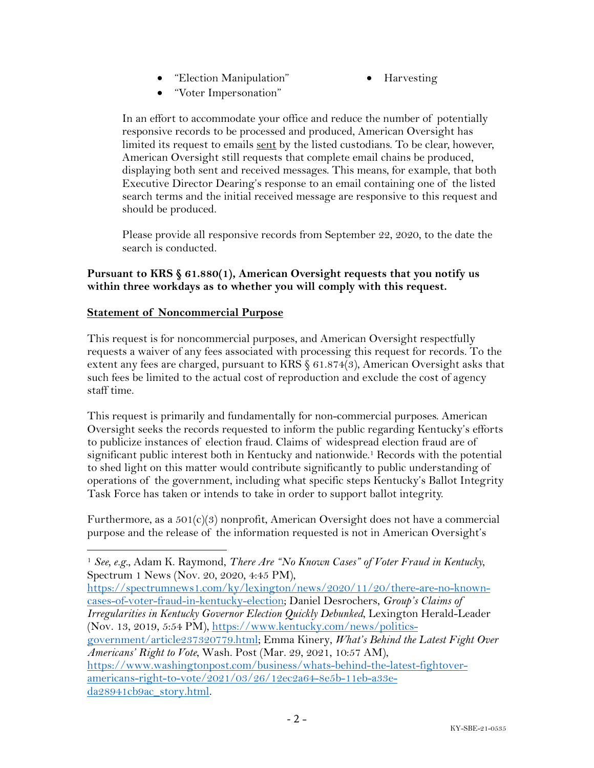- "Election Manipulation"
- Harvesting
- "Voter Impersonation"

In an effort to accommodate your office and reduce the number of potentially responsive records to be processed and produced, American Oversight has limited its request to emails sent by the listed custodians. To be clear, however, American Oversight still requests that complete email chains be produced, displaying both sent and received messages. This means, for example, that both Executive Director Dearing's response to an email containing one of the listed search terms and the initial received message are responsive to this request and should be produced.

Please provide all responsive records from September 22, 2020, to the date the search is conducted.

**Pursuant to KRS § 61.880(1), American Oversight requests that you notify us within three workdays as to whether you will comply with this request.**

**Statement of Noncommercial Purpose**

This request is for noncommercial purposes, and American Oversight respectfully requests a waiver of any fees associated with processing this request for records. To the extent any fees are charged, pursuant to KRS § 61.874(3), American Oversight asks that such fees be limited to the actual cost of reproduction and exclude the cost of agency staff time.

This request is primarily and fundamentally for non-commercial purposes. American Oversight seeks the records requested to inform the public regarding Kentucky's efforts to publicize instances of election fraud. Claims of widespread election fraud are of significant public interest both in Kentucky and nationwide.[1] Records with the potential to shed light on this matter would contribute significantly to public understanding of operations of the government, including what specific steps Kentucky's Ballot Integrity Task Force has taken or intends to take in order to support ballot integrity.

Furthermore, as a 501(c)(3) nonprofit, American Oversight does not have a commercial purpose and the release of the information requested is not in American Oversight's

---

[1] *See, e.g.*, Adam K. Raymond, *There Are "No Known Cases" of Voter Fraud in Kentucky*, Spectrum 1 News (Nov. 20, 2020, 4:45 PM), https://spectrumnews1.com/ky/lexington/news/2020/11/20/there-are-no-known-cases-of-voter-fraud-in-kentucky-election; Daniel Desrochers, *Group's Claims of Irregularities in Kentucky Governor Election Quickly Debunked*, Lexington Herald-Leader (Nov. 13, 2019, 5:54 PM), https://www.kentucky.com/news/politics-government/article237320779.html; Emma Kinery, *What's Behind the Latest Fight Over Americans' Right to Vote*, Wash. Post (Mar. 29, 2021, 10:57 AM), https://www.washingtonpost.com/business/whats-behind-the-latest-fightover-americans-right-to-vote/2021/03/26/12ec2a64-8e5b-11eb-a33e-da28941cb9ac_story.html.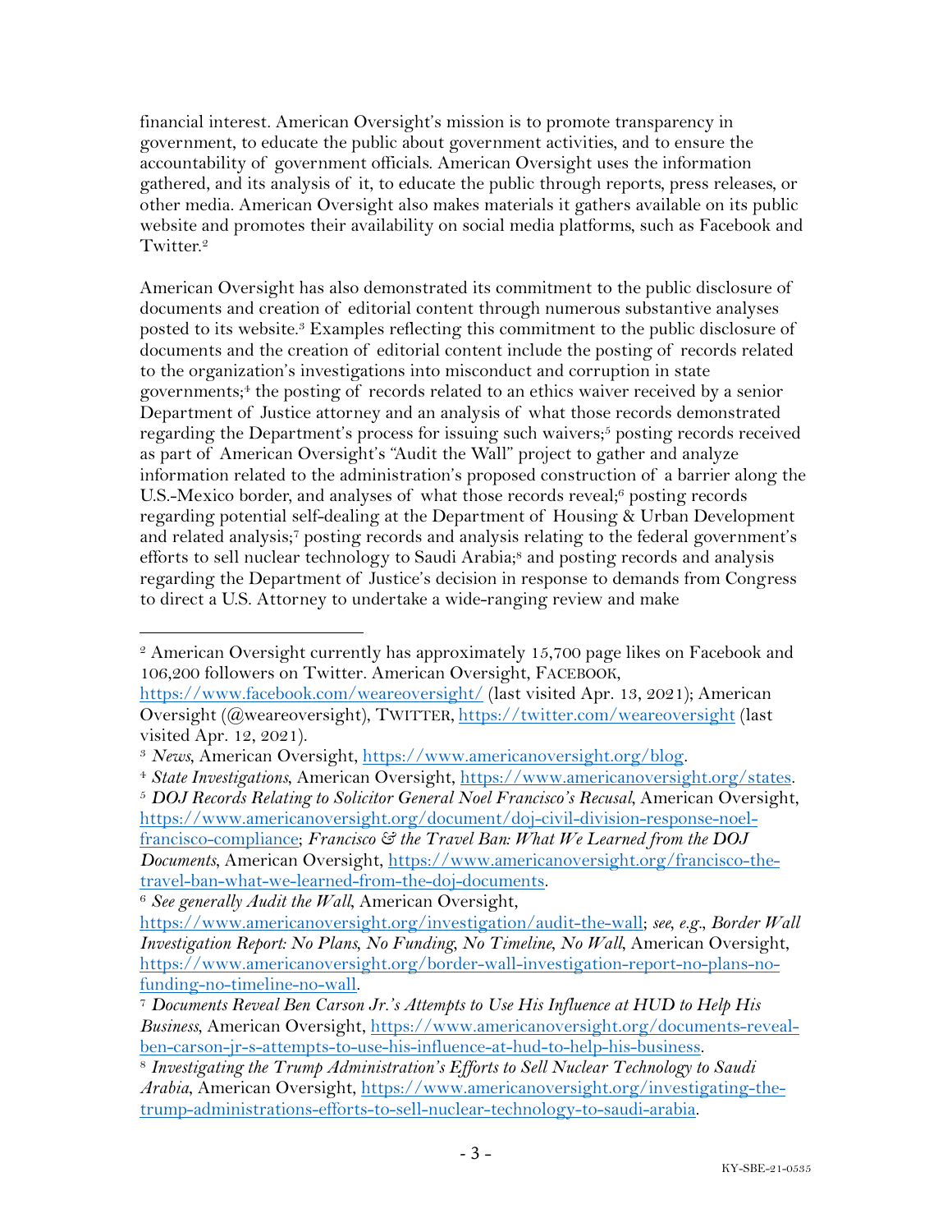financial interest. American Oversight's mission is to promote transparency in government, to educate the public about government activities, and to ensure the accountability of government officials. American Oversight uses the information gathered, and its analysis of it, to educate the public through reports, press releases, or other media. American Oversight also makes materials it gathers available on its public website and promotes their availability on social media platforms, such as Facebook and Twitter.[2]

American Oversight has also demonstrated its commitment to the public disclosure of documents and creation of editorial content through numerous substantive analyses posted to its website.[3] Examples reflecting this commitment to the public disclosure of documents and the creation of editorial content include the posting of records related to the organization's investigations into misconduct and corruption in state governments;[4] the posting of records related to an ethics waiver received by a senior Department of Justice attorney and an analysis of what those records demonstrated regarding the Department's process for issuing such waivers;[5] posting records received as part of American Oversight's "Audit the Wall" project to gather and analyze information related to the administration's proposed construction of a barrier along the U.S.-Mexico border, and analyses of what those records reveal;[6] posting records regarding potential self-dealing at the Department of Housing & Urban Development and related analysis;[7] posting records and analysis relating to the federal government's efforts to sell nuclear technology to Saudi Arabia;[8] and posting records and analysis regarding the Department of Justice's decision in response to demands from Congress to direct a U.S. Attorney to undertake a wide-ranging review and make

---

[2] American Oversight currently has approximately 15,700 page likes on Facebook and 106,200 followers on Twitter. American Oversight, FACEBOOK, https://www.facebook.com/weareoversight/ (last visited Apr. 13, 2021); American Oversight (@weareoversight), TWITTER, https://twitter.com/weareoversight (last visited Apr. 12, 2021).

[3] *News*, American Oversight, https://www.americanoversight.org/blog.

[4] *State Investigations*, American Oversight, https://www.americanoversight.org/states.

[5] *DOJ Records Relating to Solicitor General Noel Francisco's Recusal*, American Oversight, https://www.americanoversight.org/document/doj-civil-division-response-noel-francisco-compliance; *Francisco & the Travel Ban: What We Learned from the DOJ Documents*, American Oversight, https://www.americanoversight.org/francisco-the-travel-ban-what-we-learned-from-the-doj-documents.

[6] *See generally Audit the Wall*, American Oversight, https://www.americanoversight.org/investigation/audit-the-wall; *see, e.g.*, *Border Wall Investigation Report: No Plans, No Funding, No Timeline, No Wall*, American Oversight, https://www.americanoversight.org/border-wall-investigation-report-no-plans-no-funding-no-timeline-no-wall.

[7] *Documents Reveal Ben Carson Jr.'s Attempts to Use His Influence at HUD to Help His Business*, American Oversight, https://www.americanoversight.org/documents-reveal-ben-carson-jr-s-attempts-to-use-his-influence-at-hud-to-help-his-business.

[8] *Investigating the Trump Administration's Efforts to Sell Nuclear Technology to Saudi Arabia*, American Oversight, https://www.americanoversight.org/investigating-the-trump-administrations-efforts-to-sell-nuclear-technology-to-saudi-arabia.

KY-SBE-21-0535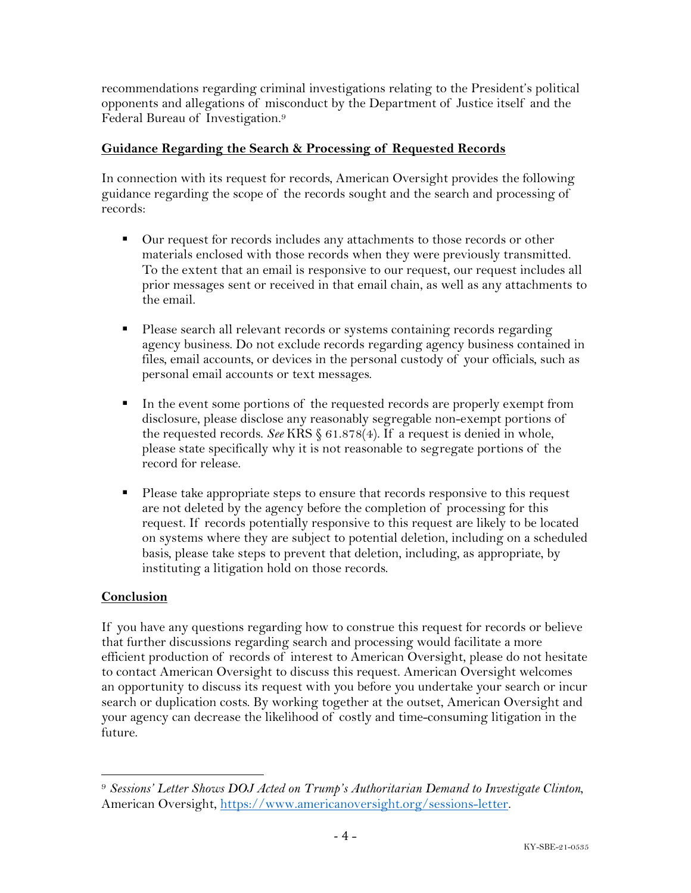recommendations regarding criminal investigations relating to the President's political opponents and allegations of misconduct by the Department of Justice itself and the Federal Bureau of Investigation.[9]

**Guidance Regarding the Search & Processing of Requested Records**

In connection with its request for records, American Oversight provides the following guidance regarding the scope of the records sought and the search and processing of records:

- Our request for records includes any attachments to those records or other materials enclosed with those records when they were previously transmitted. To the extent that an email is responsive to our request, our request includes all prior messages sent or received in that email chain, as well as any attachments to the email.

- Please search all relevant records or systems containing records regarding agency business. Do not exclude records regarding agency business contained in files, email accounts, or devices in the personal custody of your officials, such as personal email accounts or text messages.

- In the event some portions of the requested records are properly exempt from disclosure, please disclose any reasonably segregable non-exempt portions of the requested records. *See* KRS § 61.878(4). If a request is denied in whole, please state specifically why it is not reasonable to segregate portions of the record for release.

- Please take appropriate steps to ensure that records responsive to this request are not deleted by the agency before the completion of processing for this request. If records potentially responsive to this request are likely to be located on systems where they are subject to potential deletion, including on a scheduled basis, please take steps to prevent that deletion, including, as appropriate, by instituting a litigation hold on those records.

**Conclusion**

If you have any questions regarding how to construe this request for records or believe that further discussions regarding search and processing would facilitate a more efficient production of records of interest to American Oversight, please do not hesitate to contact American Oversight to discuss this request. American Oversight welcomes an opportunity to discuss its request with you before you undertake your search or incur search or duplication costs. By working together at the outset, American Oversight and your agency can decrease the likelihood of costly and time-consuming litigation in the future.

[9] *Sessions' Letter Shows DOJ Acted on Trump's Authoritarian Demand to Investigate Clinton*, American Oversight, https://www.americanoversight.org/sessions-letter.

KY-SBE-21-0535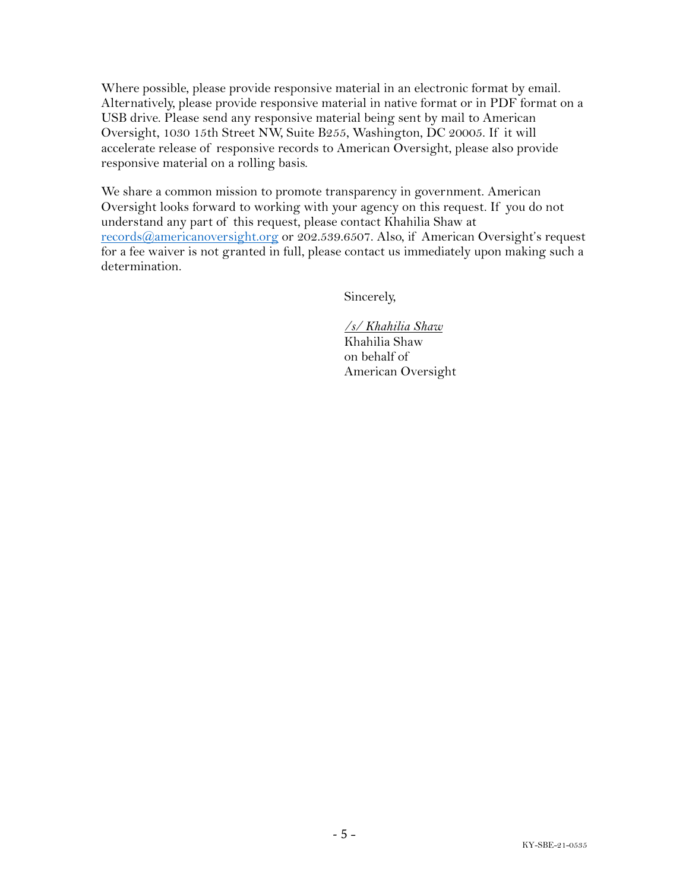Where possible, please provide responsive material in an electronic format by email. Alternatively, please provide responsive material in native format or in PDF format on a USB drive. Please send any responsive material being sent by mail to American Oversight, 1030 15th Street NW, Suite B255, Washington, DC 20005. If it will accelerate release of responsive records to American Oversight, please also provide responsive material on a rolling basis.

We share a common mission to promote transparency in government. American Oversight looks forward to working with your agency on this request. If you do not understand any part of this request, please contact Khahilia Shaw at records@americanoversight.org or 202.539.6507. Also, if American Oversight's request for a fee waiver is not granted in full, please contact us immediately upon making such a determination.

Sincerely,

*/s/ Khahilia Shaw*
Khahilia Shaw
on behalf of
American Oversight

KY-SBE-21-0535